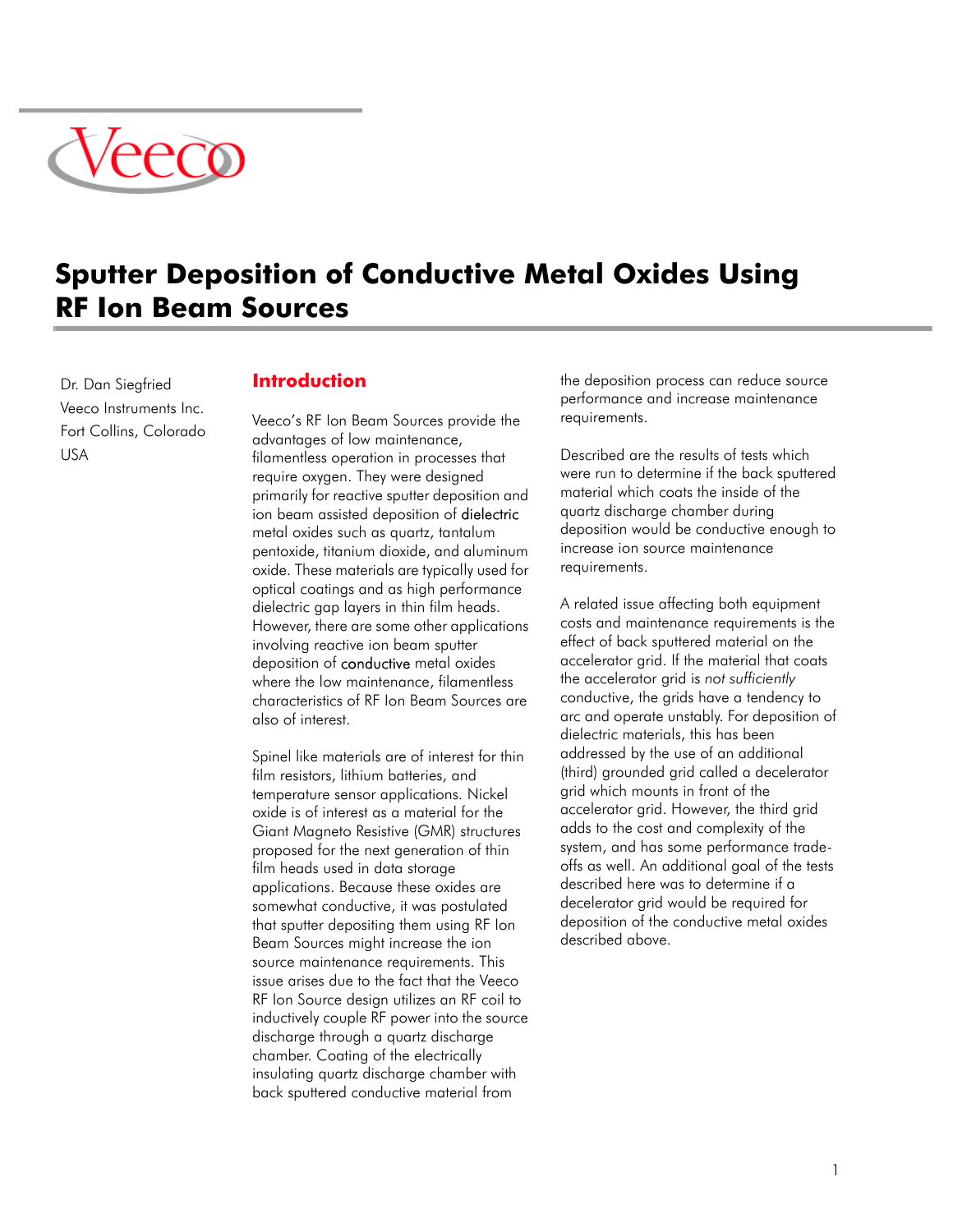# Sputter Deposition of Conductive Metal Oxides Using RF Ion Beam Sources

Dr. Dan Siegfried
Veeco Instruments Inc.
Fort Collins, Colorado
USA

## Introduction

Veeco's RF Ion Beam Sources provide the advantages of low maintenance, filamentless operation in processes that require oxygen. They were designed primarily for reactive sputter deposition and ion beam assisted deposition of dielectric metal oxides such as quartz, tantalum pentoxide, titanium dioxide, and aluminum oxide. These materials are typically used for optical coatings and as high performance dielectric gap layers in thin film heads. However, there are some other applications involving reactive ion beam sputter deposition of conductive metal oxides where the low maintenance, filamentless characteristics of RF Ion Beam Sources are also of interest.

Spinel like materials are of interest for thin film resistors, lithium batteries, and temperature sensor applications. Nickel oxide is of interest as a material for the Giant Magneto Resistive (GMR) structures proposed for the next generation of thin film heads used in data storage applications. Because these oxides are somewhat conductive, it was postulated that sputter depositing them using RF Ion Beam Sources might increase the ion source maintenance requirements. This issue arises due to the fact that the Veeco RF Ion Source design utilizes an RF coil to inductively couple RF power into the source discharge through a quartz discharge chamber. Coating of the electrically insulating quartz discharge chamber with back sputtered conductive material from the deposition process can reduce source performance and increase maintenance requirements.

Described are the results of tests which were run to determine if the back sputtered material which coats the inside of the quartz discharge chamber during deposition would be conductive enough to increase ion source maintenance requirements.

A related issue affecting both equipment costs and maintenance requirements is the effect of back sputtered material on the accelerator grid. If the material that coats the accelerator grid is *not sufficiently* conductive, the grids have a tendency to arc and operate unstably. For deposition of dielectric materials, this has been addressed by the use of an additional (third) grounded grid called a decelerator grid which mounts in front of the accelerator grid. However, the third grid adds to the cost and complexity of the system, and has some performance trade-offs as well. An additional goal of the tests described here was to determine if a decelerator grid would be required for deposition of the conductive metal oxides described above.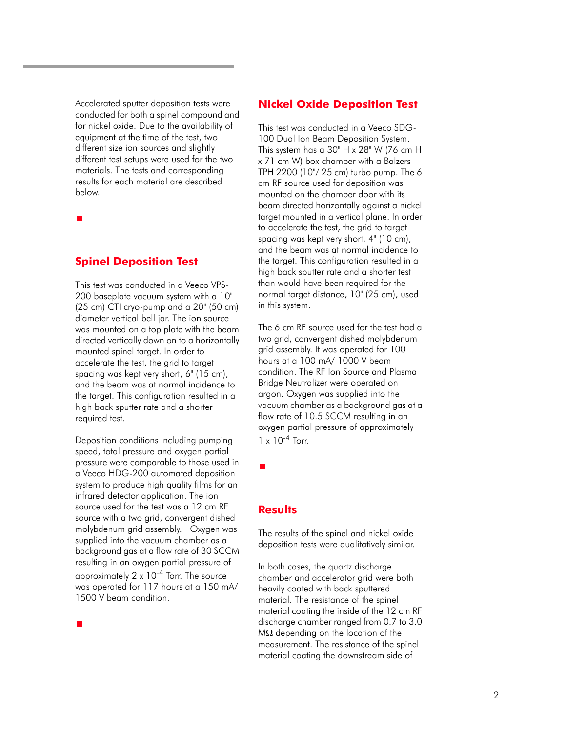Accelerated sputter deposition tests were conducted for both a spinel compound and for nickel oxide. Due to the availability of equipment at the time of the test, two different size ion sources and slightly different test setups were used for the two materials. The tests and corresponding results for each material are described below.

## Spinel Deposition Test

This test was conducted in a Veeco VPS-200 baseplate vacuum system with a 10" (25 cm) CTI cryo-pump and a 20" (50 cm) diameter vertical bell jar. The ion source was mounted on a top plate with the beam directed vertically down on to a horizontally mounted spinel target. In order to accelerate the test, the grid to target spacing was kept very short, 6" (15 cm), and the beam was at normal incidence to the target. This configuration resulted in a high back sputter rate and a shorter required test.

Deposition conditions including pumping speed, total pressure and oxygen partial pressure were comparable to those used in a Veeco HDG-200 automated deposition system to produce high quality films for an infrared detector application. The ion source used for the test was a 12 cm RF source with a two grid, convergent dished molybdenum grid assembly. Oxygen was supplied into the vacuum chamber as a background gas at a flow rate of 30 SCCM resulting in an oxygen partial pressure of approximately 2 x $10^{-4}$ Torr. The source was operated for 117 hours at a 150 mA/ 1500 V beam condition.

## Nickel Oxide Deposition Test

This test was conducted in a Veeco SDG-100 Dual Ion Beam Deposition System. This system has a 30" H x 28" W (76 cm H x 71 cm W) box chamber with a Balzers TPH 2200 (10"/ 25 cm) turbo pump. The 6 cm RF source used for deposition was mounted on the chamber door with its beam directed horizontally against a nickel target mounted in a vertical plane. In order to accelerate the test, the grid to target spacing was kept very short, 4" (10 cm), and the beam was at normal incidence to the target. This configuration resulted in a high back sputter rate and a shorter test than would have been required for the normal target distance, 10" (25 cm), used in this system.

The 6 cm RF source used for the test had a two grid, convergent dished molybdenum grid assembly. It was operated for 100 hours at a 100 mA/ 1000 V beam condition. The RF Ion Source and Plasma Bridge Neutralizer were operated on argon. Oxygen was supplied into the vacuum chamber as a background gas at a flow rate of 10.5 SCCM resulting in an oxygen partial pressure of approximately 1 x $10^{-4}$ Torr.

## Results

The results of the spinel and nickel oxide deposition tests were qualitatively similar.

In both cases, the quartz discharge chamber and accelerator grid were both heavily coated with back sputtered material. The resistance of the spinel material coating the inside of the 12 cm RF discharge chamber ranged from 0.7 to 3.0 MΩ depending on the location of the measurement. The resistance of the spinel material coating the downstream side of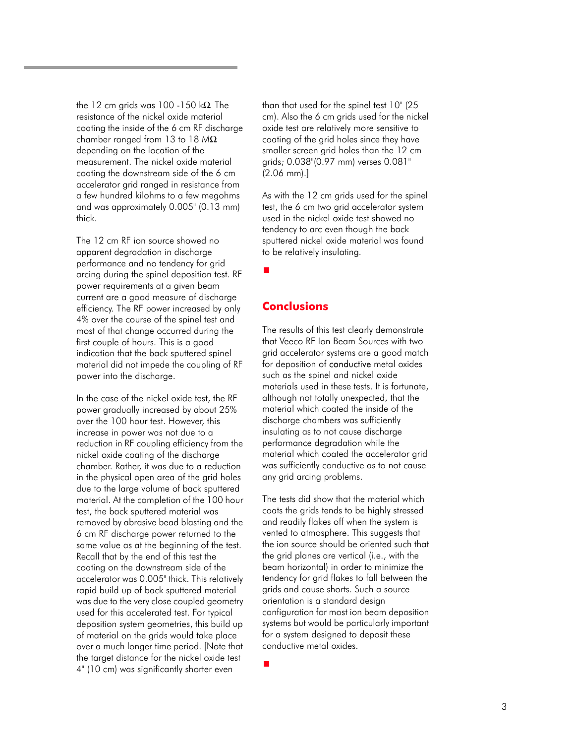the 12 cm grids was 100 -150 kΩ. The resistance of the nickel oxide material coating the inside of the 6 cm RF discharge chamber ranged from 13 to 18 MΩ depending on the location of the measurement. The nickel oxide material coating the downstream side of the 6 cm accelerator grid ranged in resistance from a few hundred kilohms to a few megohms and was approximately 0.005" (0.13 mm) thick.

The 12 cm RF ion source showed no apparent degradation in discharge performance and no tendency for grid arcing during the spinel deposition test. RF power requirements at a given beam current are a good measure of discharge efficiency. The RF power increased by only 4% over the course of the spinel test and most of that change occurred during the first couple of hours. This is a good indication that the back sputtered spinel material did not impede the coupling of RF power into the discharge.

In the case of the nickel oxide test, the RF power gradually increased by about 25% over the 100 hour test. However, this increase in power was not due to a reduction in RF coupling efficiency from the nickel oxide coating of the discharge chamber. Rather, it was due to a reduction in the physical open area of the grid holes due to the large volume of back sputtered material. At the completion of the 100 hour test, the back sputtered material was removed by abrasive bead blasting and the 6 cm RF discharge power returned to the same value as at the beginning of the test. Recall that by the end of this test the coating on the downstream side of the accelerator was 0.005" thick. This relatively rapid build up of back sputtered material was due to the very close coupled geometry used for this accelerated test. For typical deposition system geometries, this build up of material on the grids would take place over a much longer time period. [Note that the target distance for the nickel oxide test 4" (10 cm) was significantly shorter even than that used for the spinel test 10" (25 cm). Also the 6 cm grids used for the nickel oxide test are relatively more sensitive to coating of the grid holes since they have smaller screen grid holes than the 12 cm grids; 0.038"(0.97 mm) verses 0.081" (2.06 mm).]

As with the 12 cm grids used for the spinel test, the 6 cm two grid accelerator system used in the nickel oxide test showed no tendency to arc even though the back sputtered nickel oxide material was found to be relatively insulating.

## Conclusions

The results of this test clearly demonstrate that Veeco RF Ion Beam Sources with two grid accelerator systems are a good match for deposition of conductive metal oxides such as the spinel and nickel oxide materials used in these tests. It is fortunate, although not totally unexpected, that the material which coated the inside of the discharge chambers was sufficiently insulating as to not cause discharge performance degradation while the material which coated the accelerator grid was sufficiently conductive as to not cause any grid arcing problems.

The tests did show that the material which coats the grids tends to be highly stressed and readily flakes off when the system is vented to atmosphere. This suggests that the ion source should be oriented such that the grid planes are vertical (i.e., with the beam horizontal) in order to minimize the tendency for grid flakes to fall between the grids and cause shorts. Such a source orientation is a standard design configuration for most ion beam deposition systems but would be particularly important for a system designed to deposit these conductive metal oxides.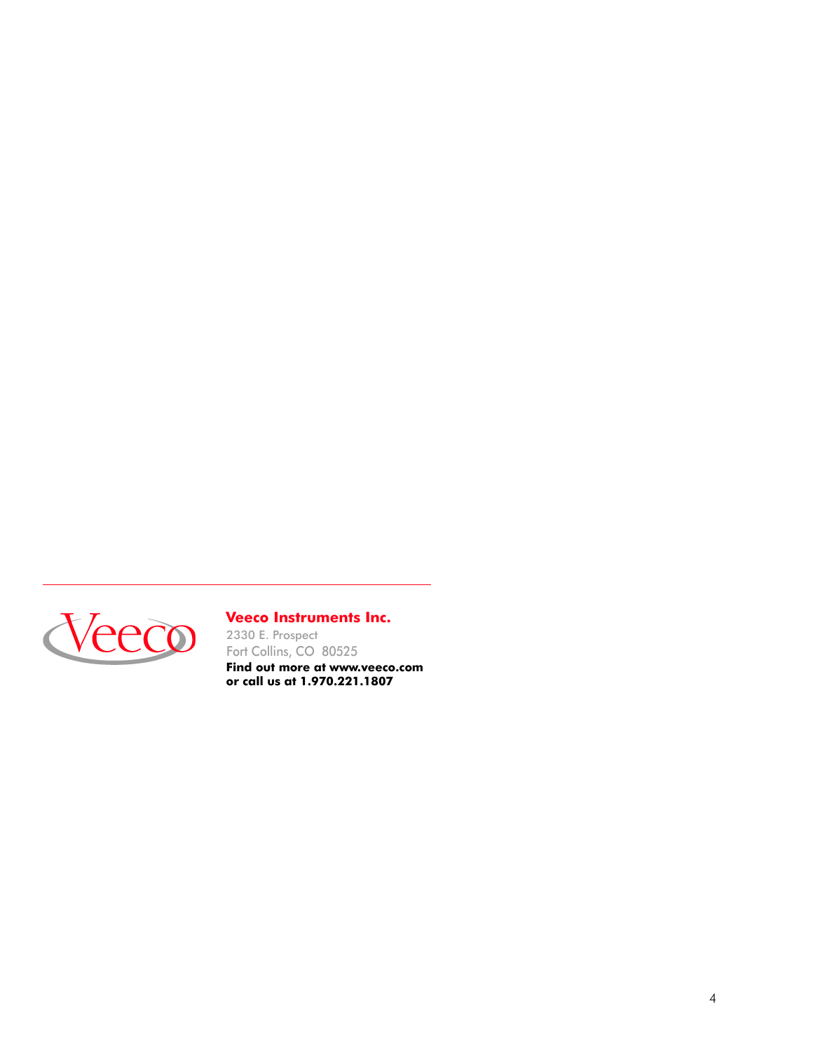**Veeco Instruments Inc.**

2330 E. Prospect
Fort Collins, CO 80525

**Find out more at www.veeco.com**
**or call us at 1.970.221.1807**